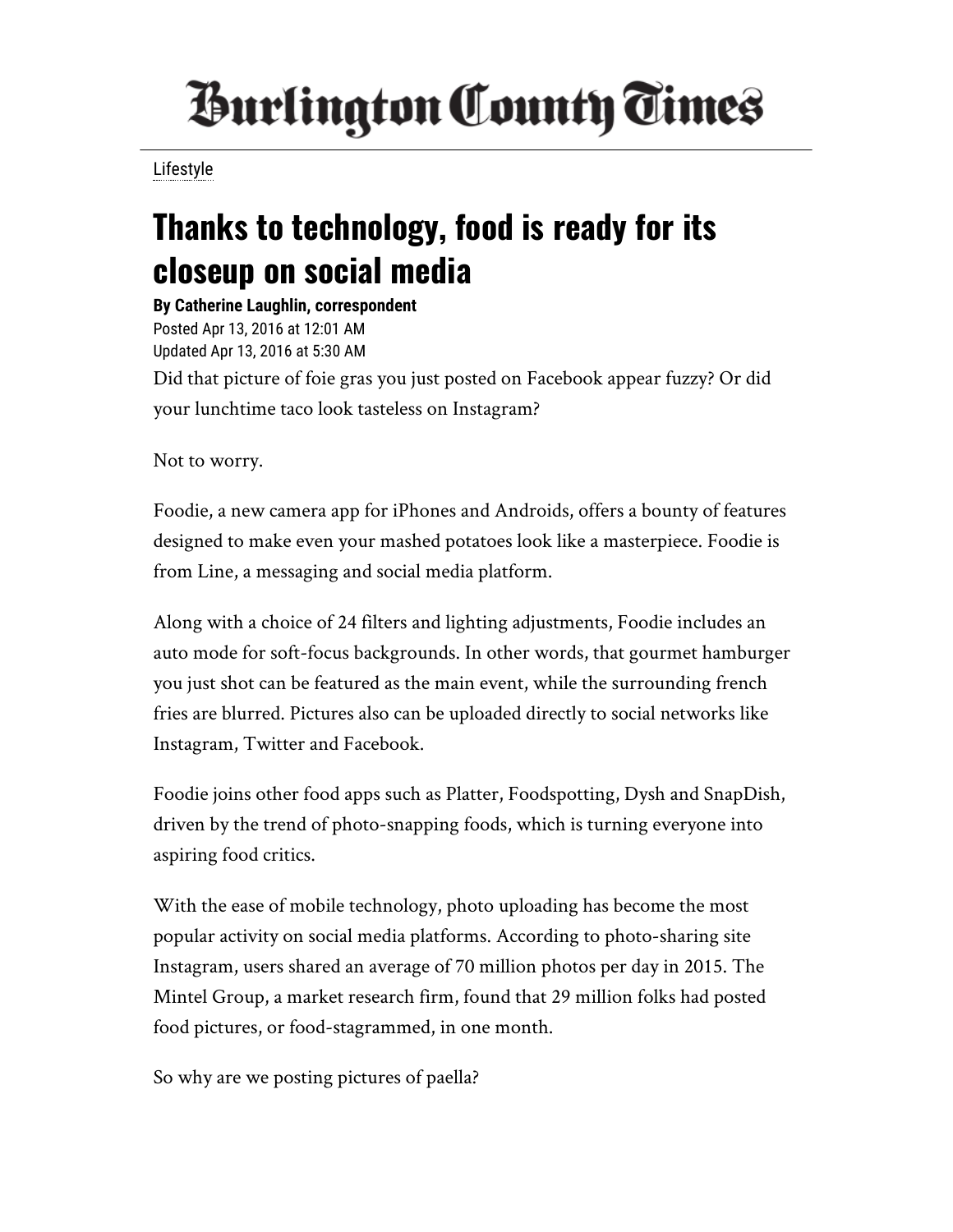# Burlington County Times

Lifestyle

## Thanks to technology, food is ready for its closeup on social media

**By Catherine Laughlin, correspondent**

Posted Apr 13, 2016 at 12:01 AM
Updated Apr 13, 2016 at 5:30 AM

Did that picture of foie gras you just posted on Facebook appear fuzzy? Or did your lunchtime taco look tasteless on Instagram?

Not to worry.

Foodie, a new camera app for iPhones and Androids, offers a bounty of features designed to make even your mashed potatoes look like a masterpiece. Foodie is from Line, a messaging and social media platform.

Along with a choice of 24 filters and lighting adjustments, Foodie includes an auto mode for soft-focus backgrounds. In other words, that gourmet hamburger you just shot can be featured as the main event, while the surrounding french fries are blurred. Pictures also can be uploaded directly to social networks like Instagram, Twitter and Facebook.

Foodie joins other food apps such as Platter, Foodspotting, Dysh and SnapDish, driven by the trend of photo-snapping foods, which is turning everyone into aspiring food critics.

With the ease of mobile technology, photo uploading has become the most popular activity on social media platforms. According to photo-sharing site Instagram, users shared an average of 70 million photos per day in 2015. The Mintel Group, a market research firm, found that 29 million folks had posted food pictures, or food-stagrammed, in one month.

So why are we posting pictures of paella?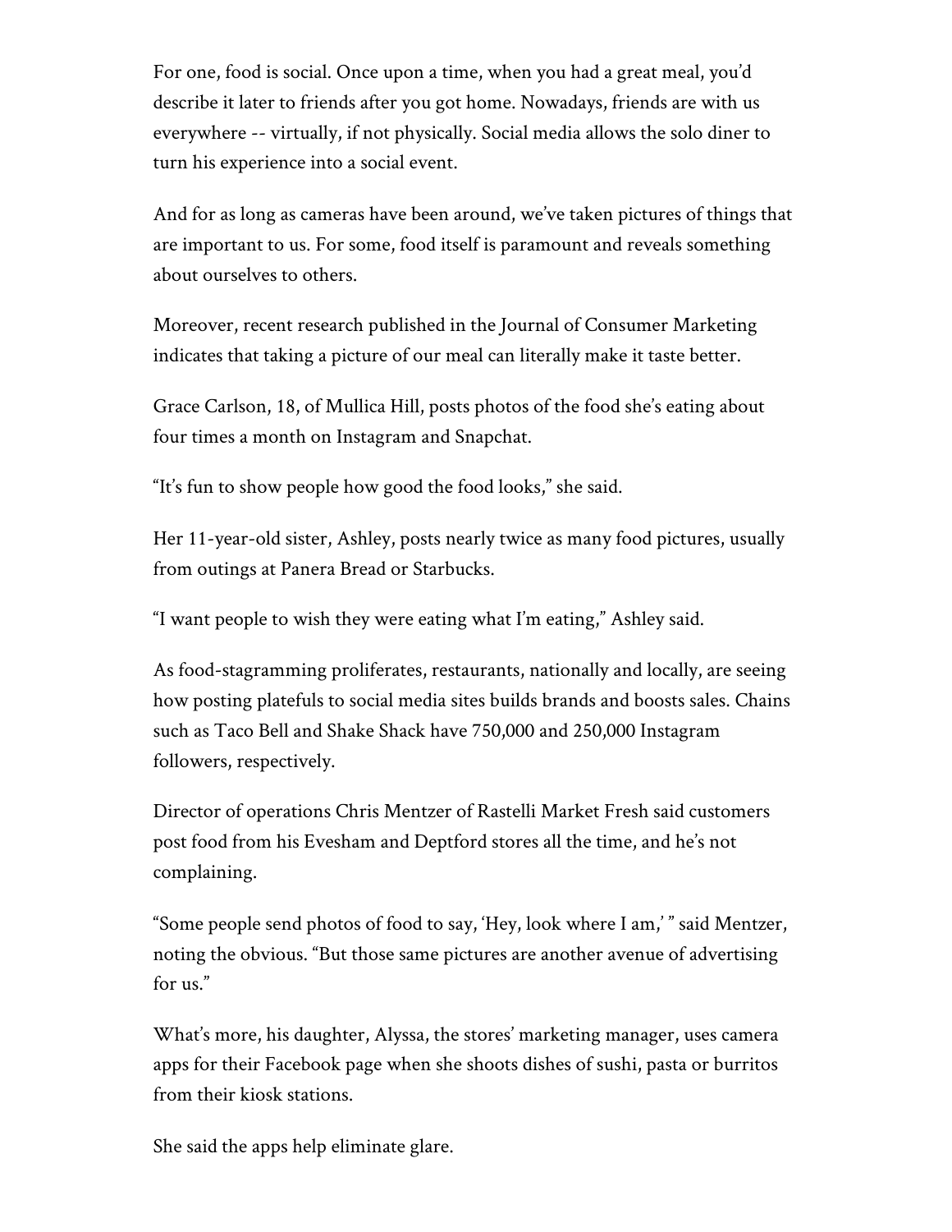For one, food is social. Once upon a time, when you had a great meal, you'd describe it later to friends after you got home. Nowadays, friends are with us everywhere -- virtually, if not physically. Social media allows the solo diner to turn his experience into a social event.

And for as long as cameras have been around, we've taken pictures of things that are important to us. For some, food itself is paramount and reveals something about ourselves to others.

Moreover, recent research published in the Journal of Consumer Marketing indicates that taking a picture of our meal can literally make it taste better.

Grace Carlson, 18, of Mullica Hill, posts photos of the food she's eating about four times a month on Instagram and Snapchat.

"It's fun to show people how good the food looks," she said.

Her 11-year-old sister, Ashley, posts nearly twice as many food pictures, usually from outings at Panera Bread or Starbucks.

"I want people to wish they were eating what I'm eating," Ashley said.

As food-stagramming proliferates, restaurants, nationally and locally, are seeing how posting platefuls to social media sites builds brands and boosts sales. Chains such as Taco Bell and Shake Shack have 750,000 and 250,000 Instagram followers, respectively.

Director of operations Chris Mentzer of Rastelli Market Fresh said customers post food from his Evesham and Deptford stores all the time, and he's not complaining.

"Some people send photos of food to say, 'Hey, look where I am,' " said Mentzer, noting the obvious. "But those same pictures are another avenue of advertising for us."

What's more, his daughter, Alyssa, the stores' marketing manager, uses camera apps for their Facebook page when she shoots dishes of sushi, pasta or burritos from their kiosk stations.

She said the apps help eliminate glare.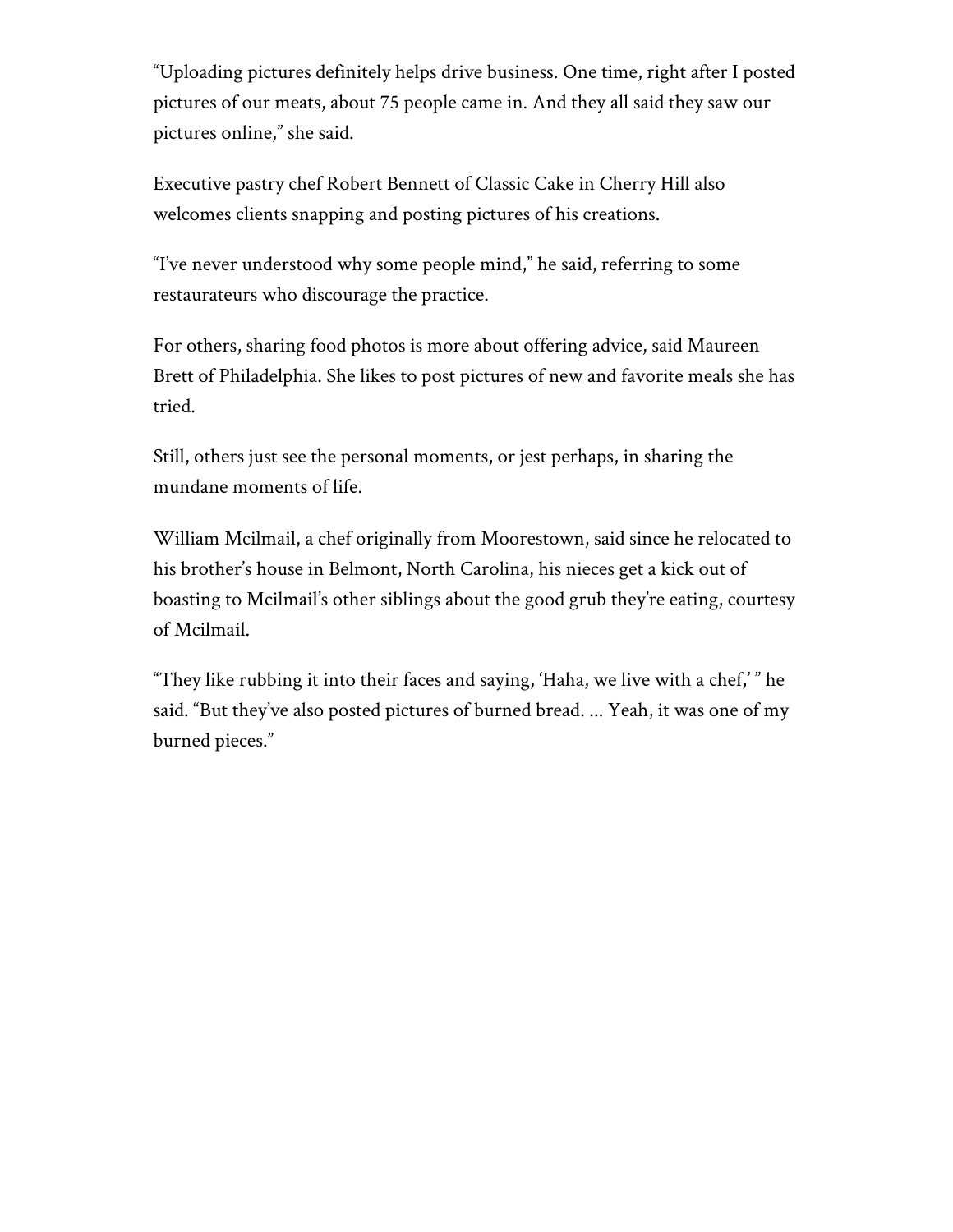"Uploading pictures definitely helps drive business. One time, right after I posted pictures of our meats, about 75 people came in. And they all said they saw our pictures online," she said.

Executive pastry chef Robert Bennett of Classic Cake in Cherry Hill also welcomes clients snapping and posting pictures of his creations.

"I've never understood why some people mind," he said, referring to some restaurateurs who discourage the practice.

For others, sharing food photos is more about offering advice, said Maureen Brett of Philadelphia. She likes to post pictures of new and favorite meals she has tried.

Still, others just see the personal moments, or jest perhaps, in sharing the mundane moments of life.

William Mcilmail, a chef originally from Moorestown, said since he relocated to his brother's house in Belmont, North Carolina, his nieces get a kick out of boasting to Mcilmail's other siblings about the good grub they're eating, courtesy of Mcilmail.

"They like rubbing it into their faces and saying, 'Haha, we live with a chef,' " he said. "But they've also posted pictures of burned bread. ... Yeah, it was one of my burned pieces."